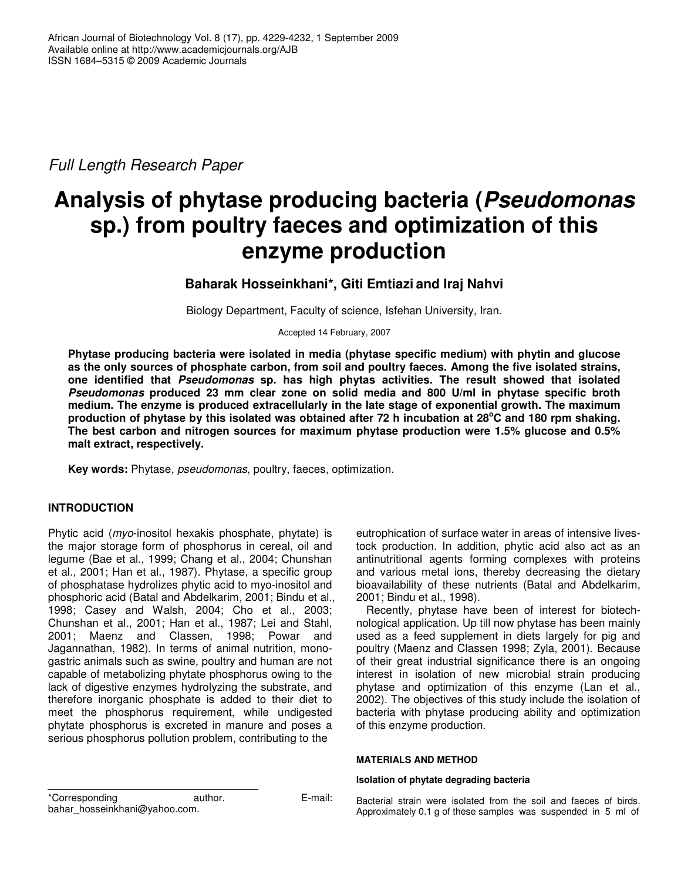*Full Length Research Paper*

# Analysis of phytase producing bacteria (*Pseudomonas* sp.) from poultry faeces and optimization of this enzyme production

**Baharak Hosseinkhani*, Giti Emtiazi and Iraj Nahvi**

Biology Department, Faculty of science, Isfehan University, Iran.

Accepted 14 February, 2007

**Phytase producing bacteria were isolated in media (phytase specific medium) with phytin and glucose as the only sources of phosphate carbon, from soil and poultry faeces. Among the five isolated strains, one identified that *Pseudomonas* sp. has high phytas activities. The result showed that isolated *Pseudomonas* produced 23 mm clear zone on solid media and 800 U/ml in phytase specific broth medium. The enzyme is produced extracellularly in the late stage of exponential growth. The maximum production of phytase by this isolated was obtained after 72 h incubation at 28°C and 180 rpm shaking. The best carbon and nitrogen sources for maximum phytase production were 1.5% glucose and 0.5% malt extract, respectively.**

**Key words:** Phytase*, pseudomonas*, poultry, faeces, optimization.

## INTRODUCTION

Phytic acid (*myo*-inositol hexakis phosphate, phytate) is the major storage form of phosphorus in cereal, oil and legume (Bae et al., 1999; Chang et al., 2004; Chunshan et al., 2001; Han et al., 1987). Phytase, a specific group of phosphatase hydrolizes phytic acid to myo-inositol and phosphoric acid (Batal and Abdelkarim, 2001; Bindu et al., 1998; Casey and Walsh, 2004; Cho et al., 2003; Chunshan et al., 2001; Han et al., 1987; Lei and Stahl, 2001; Maenz and Classen, 1998; Powar and Jagannathan, 1982). In terms of animal nutrition, monogastric animals such as swine, poultry and human are not capable of metabolizing phytate phosphorus owing to the lack of digestive enzymes hydrolyzing the substrate, and therefore inorganic phosphate is added to their diet to meet the phosphorus requirement, while undigested phytate phosphorus is excreted in manure and poses a serious phosphorus pollution problem, contributing to the eutrophication of surface water in areas of intensive livestock production. In addition, phytic acid also act as an antinutritional agents forming complexes with proteins and various metal ions, thereby decreasing the dietary bioavailability of these nutrients (Batal and Abdelkarim, 2001; Bindu et al., 1998).

Recently, phytase have been of interest for biotechnological application. Up till now phytase has been mainly used as a feed supplement in diets largely for pig and poultry (Maenz and Classen 1998; Zyla, 2001). Because of their great industrial significance there is an ongoing interest in isolation of new microbial strain producing phytase and optimization of this enzyme (Lan et al., 2002). The objectives of this study include the isolation of bacteria with phytase producing ability and optimization of this enzyme production.

### MATERIALS AND METHOD

#### Isolation of phytate degrading bacteria

Bacterial strain were isolated from the soil and faeces of birds. Approximately 0.1 g of these samples was suspended in 5 ml of

*Corresponding author. E-mail: bahar_hosseinkhani@yahoo.com.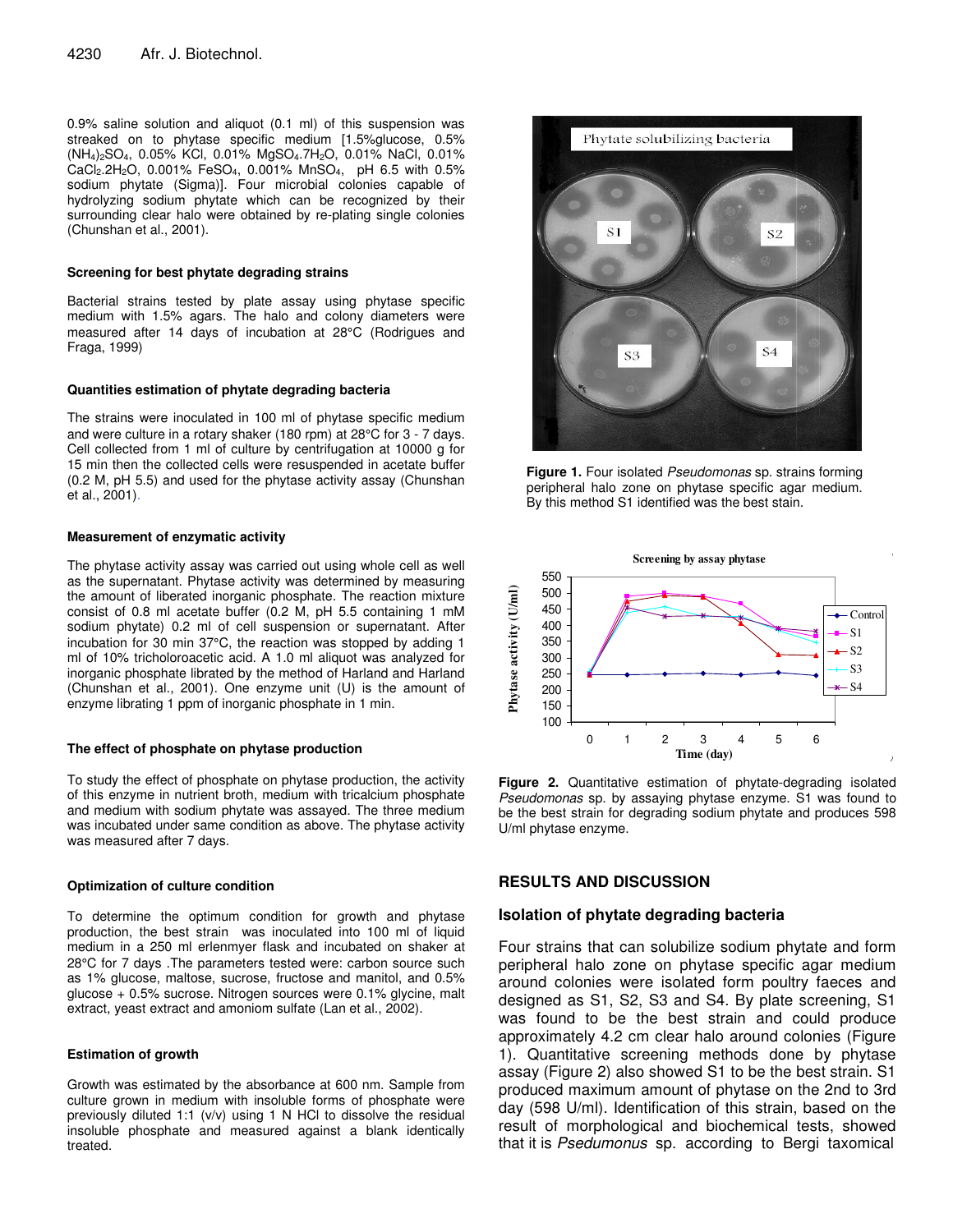0.9% saline solution and aliquot (0.1 ml) of this suspension was streaked on to phytase specific medium [1.5%glucose, 0.5% $(NH_4)_2SO_4$, 0.05% KCl, 0.01% $MgSO_4.7H_2O$, 0.01% NaCl, 0.01% $CaCl_2.2H_2O$, 0.001% $FeSO_4$, 0.001% $MnSO_4$, pH 6.5 with 0.5% sodium phytate (Sigma)]. Four microbial colonies capable of hydrolyzing sodium phytate which can be recognized by their surrounding clear halo were obtained by re-plating single colonies (Chunshan et al., 2001).

#### Screening for best phytate degrading strains

Bacterial strains tested by plate assay using phytase specific medium with 1.5% agars. The halo and colony diameters were measured after 14 days of incubation at 28°C (Rodrigues and Fraga, 1999)

#### Quantities estimation of phytate degrading bacteria

The strains were inoculated in 100 ml of phytase specific medium and were culture in a rotary shaker (180 rpm) at 28°C for 3 - 7 days. Cell collected from 1 ml of culture by centrifugation at 10000 g for 15 min then the collected cells were resuspended in acetate buffer (0.2 M, pH 5.5) and used for the phytase activity assay (Chunshan et al., 2001).

#### Measurement of enzymatic activity

The phytase activity assay was carried out using whole cell as well as the supernatant. Phytase activity was determined by measuring the amount of liberated inorganic phosphate. The reaction mixture consist of 0.8 ml acetate buffer (0.2 M, pH 5.5 containing 1 mM sodium phytate) 0.2 ml of cell suspension or supernatant. After incubation for 30 min 37°C, the reaction was stopped by adding 1 ml of 10% tricholoroacetic acid. A 1.0 ml aliquot was analyzed for inorganic phosphate librated by the method of Harland and Harland (Chunshan et al., 2001). One enzyme unit (U) is the amount of enzyme librating 1 ppm of inorganic phosphate in 1 min.

#### The effect of phosphate on phytase production

To study the effect of phosphate on phytase production, the activity of this enzyme in nutrient broth, medium with tricalcium phosphate and medium with sodium phytate was assayed. The three medium was incubated under same condition as above. The phytase activity was measured after 7 days.

#### Optimization of culture condition

To determine the optimum condition for growth and phytase production, the best strain was inoculated into 100 ml of liquid medium in a 250 ml erlenmyer flask and incubated on shaker at 28°C for 7 days .The parameters tested were: carbon source such as 1% glucose, maltose, sucrose, fructose and manitol, and 0.5% glucose + 0.5% sucrose. Nitrogen sources were 0.1% glycine, malt extract, yeast extract and amoniom sulfate (Lan et al., 2002).

#### Estimation of growth

Growth was estimated by the absorbance at 600 nm. Sample from culture grown in medium with insoluble forms of phosphate were previously diluted 1:1 (v/v) using 1 N HCl to dissolve the residual insoluble phosphate and measured against a blank identically treated.

**Figure 1.** Four isolated *Pseudomonas* sp. strains forming peripheral halo zone on phytase specific agar medium. By this method S1 identified was the best stain.

**Figure 2.** Quantitative estimation of phytate-degrading isolated *Pseudomonas* sp. by assaying phytase enzyme. S1 was found to be the best strain for degrading sodium phytate and produces 598 U/ml phytase enzyme.

## RESULTS AND DISCUSSION

### Isolation of phytate degrading bacteria

Four strains that can solubilize sodium phytate and form peripheral halo zone on phytase specific agar medium around colonies were isolated form poultry faeces and designed as S1, S2, S3 and S4. By plate screening, S1 was found to be the best strain and could produce approximately 4.2 cm clear halo around colonies (Figure 1). Quantitative screening methods done by phytase assay (Figure 2) also showed S1 to be the best strain. S1 produced maximum amount of phytase on the 2nd to 3rd day (598 U/ml). Identification of this strain, based on the result of morphological and biochemical tests, showed that it is *Psedumonus* sp. according to Bergi taxomical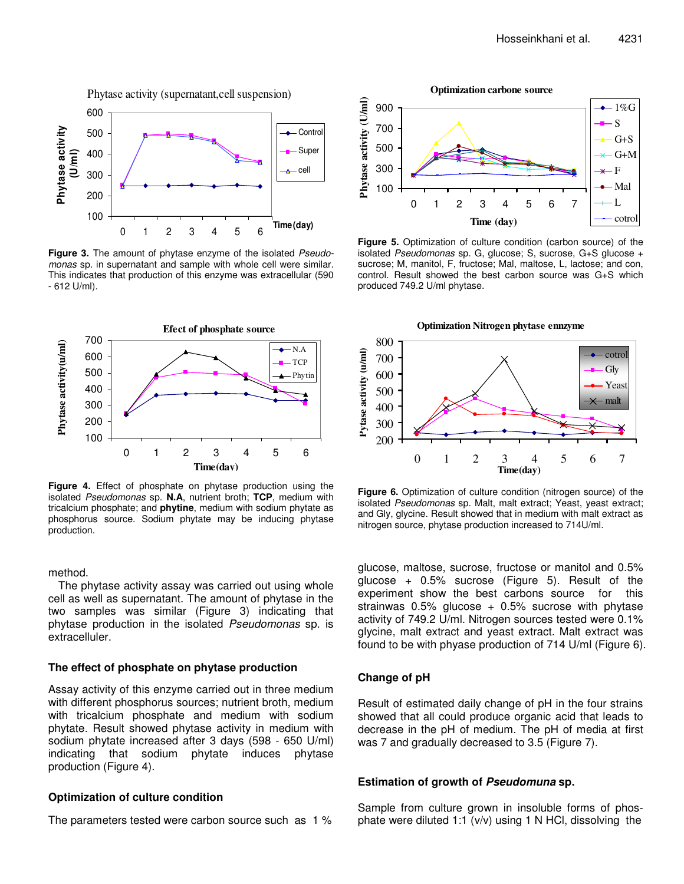**Figure 3.** The amount of phytase enzyme of the isolated *Pseudomonas* sp. in supernatant and sample with whole cell were similar. This indicates that production of this enzyme was extracellular (590 - 612 U/ml).

**Figure 4.** Effect of phosphate on phytase production using the isolated *Pseudomonas* sp. **N.A**, nutrient broth; **TCP**, medium with tricalcium phosphate; and **phytine**, medium with sodium phytate as phosphorus source. Sodium phytate may be inducing phytase production.

**Figure 5.** Optimization of culture condition (carbon source) of the isolated *Pseudomonas* sp. G, glucose; S, sucrose, G+S glucose + sucrose; M, manitol, F, fructose; Mal, maltose, L, lactose; and con, control. Result showed the best carbon source was G+S which produced 749.2 U/ml phytase.

**Figure 6.** Optimization of culture condition (nitrogen source) of the isolated *Pseudomonas* sp. Malt, malt extract; Yeast, yeast extract; and Gly, glycine. Result showed that in medium with malt extract as nitrogen source, phytase production increased to 714U/ml.

method.

The phytase activity assay was carried out using whole cell as well as supernatant. The amount of phytase in the two samples was similar (Figure 3) indicating that phytase production in the isolated *Pseudomonas* sp. is extracelluler.

### The effect of phosphate on phytase production

Assay activity of this enzyme carried out in three medium with different phosphorus sources; nutrient broth, medium with tricalcium phosphate and medium with sodium phytate. Result showed phytase activity in medium with sodium phytate increased after 3 days (598 - 650 U/ml) indicating that sodium phytate induces phytase production (Figure 4).

### Optimization of culture condition

The parameters tested were carbon source such as 1 % glucose, maltose, sucrose, fructose or manitol and 0.5% glucose + 0.5% sucrose (Figure 5). Result of the experiment show the best carbons source for this strainwas 0.5% glucose + 0.5% sucrose with phytase activity of 749.2 U/ml. Nitrogen sources tested were 0.1% glycine, malt extract and yeast extract. Malt extract was found to be with phyase production of 714 U/ml (Figure 6).

### Change of pH

Result of estimated daily change of pH in the four strains showed that all could produce organic acid that leads to decrease in the pH of medium. The pH of media at first was 7 and gradually decreased to 3.5 (Figure 7).

### Estimation of growth of *Pseudomuna* sp.

Sample from culture grown in insoluble forms of phosphate were diluted 1:1 (v/v) using 1 N HCl, dissolving the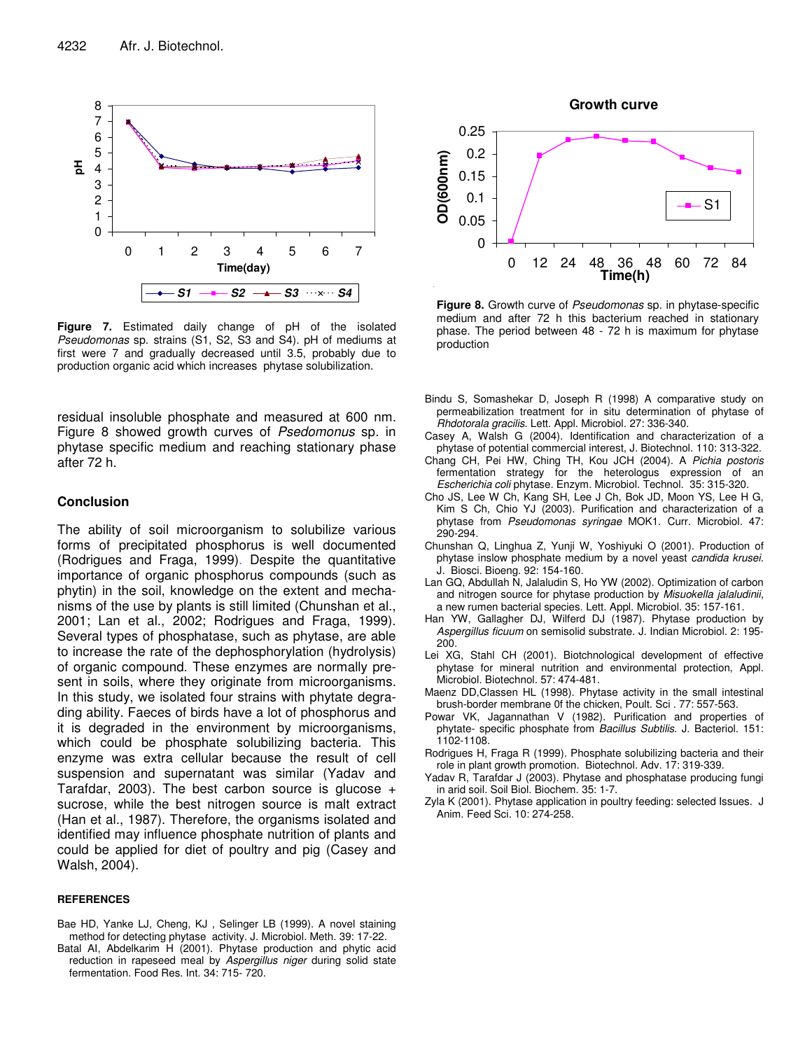8
7
6
5
4
3
2
1
0

pH

0 1 2 3 4 5 6 7

Time(day)

S1 S2 S3 S4

**Figure 7.** Estimated daily change of pH of the isolated *Pseudomonas* sp. strains (S1, S2, S3 and S4). pH of mediums at first were 7 and gradually decreased until 3.5, probably due to production organic acid which increases phytase solubilization.

**Growth curve**

0.25
0.2
0.15
0.1
0.05
0

OD(600nm)

0 12 24 48 36 48 60 72 84

Time(h)

S1

**Figure 8.** Growth curve of *Pseudomonas* sp. in phytase-specific medium and after 72 h this bacterium reached in stationary phase. The period between 48 - 72 h is maximum for phytase production

residual insoluble phosphate and measured at 600 nm. Figure 8 showed growth curves of *Psedomonus* sp. in phytase specific medium and reaching stationary phase after 72 h.

## Conclusion

The ability of soil microorganism to solubilize various forms of precipitated phosphorus is well documented (Rodrigues and Fraga, 1999). Despite the quantitative importance of organic phosphorus compounds (such as phytin) in the soil, knowledge on the extent and mechanisms of the use by plants is still limited (Chunshan et al., 2001; Lan et al., 2002; Rodrigues and Fraga, 1999). Several types of phosphatase, such as phytase, are able to increase the rate of the dephosphorylation (hydrolysis) of organic compound. These enzymes are normally present in soils, where they originate from microorganisms. In this study, we isolated four strains with phytate degrading ability. Faeces of birds have a lot of phosphorus and it is degraded in the environment by microorganisms, which could be phosphate solubilizing bacteria. This enzyme was extra cellular because the result of cell suspension and supernatant was similar (Yadav and Tarafdar, 2003). The best carbon source is glucose + sucrose, while the best nitrogen source is malt extract (Han et al., 1987). Therefore, the organisms isolated and identified may influence phosphate nutrition of plants and could be applied for diet of poultry and pig (Casey and Walsh, 2004).

## REFERENCES

Bae HD, Yanke LJ, Cheng, KJ , Selinger LB (1999). A novel staining method for detecting phytase activity. J. Microbiol. Meth. 39: 17-22.

Batal AI, Abdelkarim H (2001). Phytase production and phytic acid reduction in rapeseed meal by *Aspergillus niger* during solid state fermentation. Food Res. Int. 34: 715- 720.

Bindu S, Somashekar D, Joseph R (1998) A comparative study on permeabilization treatment for in situ determination of phytase of *Rhdotorala gracilis*. Lett. Appl. Microbiol. 27: 336-340.

Casey A, Walsh G (2004). Identification and characterization of a phytase of potential commercial interest, J. Biotechnol. 110: 313-322.

Chang CH, Pei HW, Ching TH, Kou JCH (2004). A *Pichia postoris* fermentation strategy for the heterologus expression of an *Escherichia coli* phytase. Enzym. Microbiol. Technol. 35: 315-320.

Cho JS, Lee W Ch, Kang SH, Lee J Ch, Bok JD, Moon YS, Lee H G, Kim S Ch, Chio YJ (2003). Purification and characterization of a phytase from *Pseudomonas syringae* MOK1. Curr. Microbiol. 47: 290-294.

Chunshan Q, Linghua Z, Yunji W, Yoshiyuki O (2001). Production of phytase inslow phosphate medium by a novel yeast *candida krusei*. J. Biosci. Bioeng. 92: 154-160.

Lan GQ, Abdullah N, Jalaludin S, Ho YW (2002). Optimization of carbon and nitrogen source for phytase production by *Misuokella jalaludinii*, a new rumen bacterial species. Lett. Appl. Microbiol. 35: 157-161.

Han YW, Gallagher DJ, Wilferd DJ (1987). Phytase production by *Aspergillus ficuum* on semisolid substrate. J. Indian Microbiol. 2: 195-200.

Lei XG, Stahl CH (2001). Biotchnological development of effective phytase for mineral nutrition and environmental protection, Appl. Microbiol. Biotechnol. 57: 474-481.

Maenz DD,Classen HL (1998). Phytase activity in the small intestinal brush-border membrane 0f the chicken, Poult. Sci . 77: 557-563.

Powar VK, Jagannathan V (1982). Purification and properties of phytate- specific phosphate from *Bacillus Subtilis*. J. Bacteriol. 151: 1102-1108.

Rodrigues H, Fraga R (1999). Phosphate solubilizing bacteria and their role in plant growth promotion. Biotechnol. Adv. 17: 319-339.

Yadav R, Tarafdar J (2003). Phytase and phosphatase producing fungi in arid soil. Soil Biol. Biochem. 35: 1-7.

Zyla K (2001). Phytase application in poultry feeding: selected Issues. J Anim. Feed Sci. 10: 274-258.